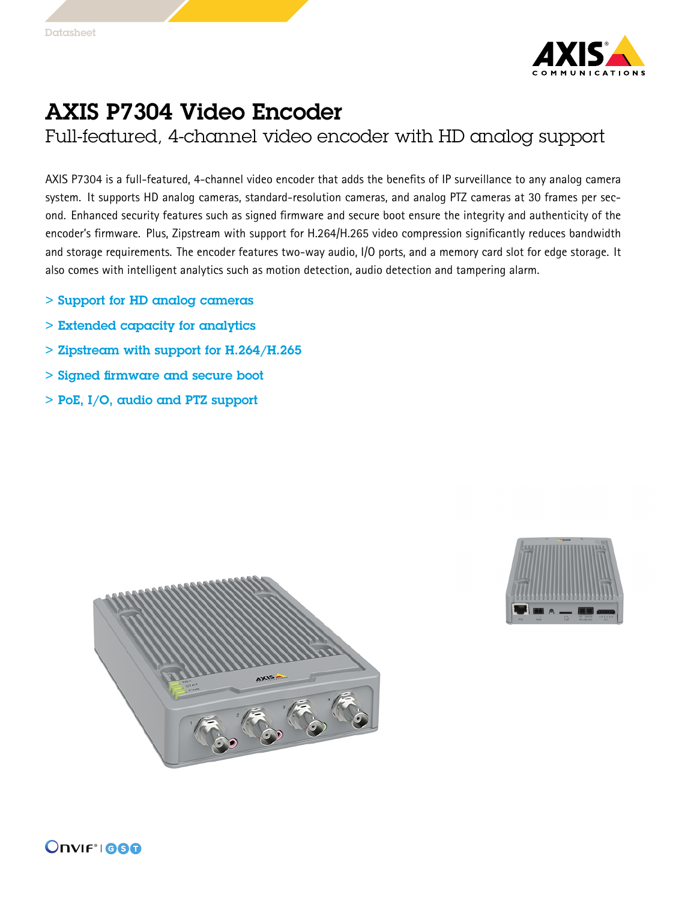Datasheet

# AXIS P7304 Video Encoder

## Full-featured, 4-channel video encoder with HD analog support

AXIS P7304 is a full-featured, 4-channel video encoder that adds the benefits of IP surveillance to any analog camera system. It supports HD analog cameras, standard-resolution cameras, and analog PTZ cameras at 30 frames per second. Enhanced security features such as signed firmware and secure boot ensure the integrity and authenticity of the encoder's firmware. Plus, Zipstream with support for H.264/H.265 video compression significantly reduces bandwidth and storage requirements. The encoder features two-way audio, I/O ports, and a memory card slot for edge storage. It also comes with intelligent analytics such as motion detection, audio detection and tampering alarm.

- > **Support for HD analog cameras**
- > **Extended capacity for analytics**
- > **Zipstream with support for H.264/H.265**
- > **Signed firmware and secure boot**
- > **PoE, I/O, audio and PTZ support**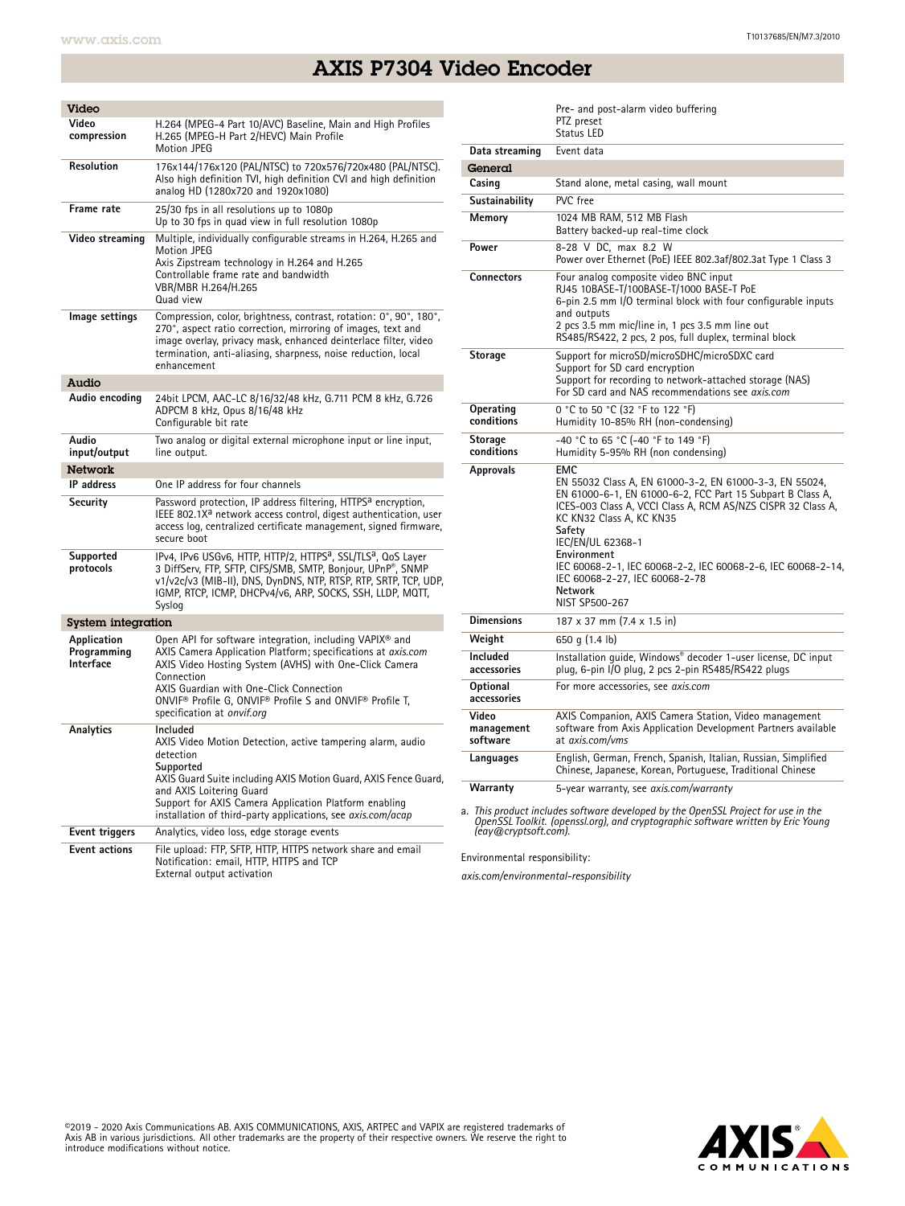# AXIS P7304 Video Encoder

## Video

| | |
|---|---|
| **Video compression** | H.264 (MPEG-4 Part 10/AVC) Baseline, Main and High Profiles<br>H.265 (MPEG-H Part 2/HEVC) Main Profile<br>Motion JPEG |
| **Resolution** | 176x144/176x120 (PAL/NTSC) to 720x576/720x480 (PAL/NTSC). Also high definition TVI, high definition CVI and high definition analog HD (1280x720 and 1920x1080) |
| **Frame rate** | 25/30 fps in all resolutions up to 1080p<br>Up to 30 fps in quad view in full resolution 1080p |
| **Video streaming** | Multiple, individually configurable streams in H.264, H.265 and Motion JPEG<br>Axis Zipstream technology in H.264 and H.265<br>Controllable frame rate and bandwidth<br>VBR/MBR H.264/H.265<br>Quad view |
| **Image settings** | Compression, color, brightness, contrast, rotation: 0°, 90°, 180°, 270°, aspect ratio correction, mirroring of images, text and image overlay, privacy mask, enhanced deinterlace filter, video termination, anti-aliasing, sharpness, noise reduction, local enhancement |

## Audio

| | |
|---|---|
| **Audio encoding** | 24bit LPCM, AAC-LC 8/16/32/48 kHz, G.711 PCM 8 kHz, G.726 ADPCM 8 kHz, Opus 8/16/48 kHz<br>Configurable bit rate |
| **Audio input/output** | Two analog or digital external microphone input or line input, line output. |

## Network

| | |
|---|---|
| **IP address** | One IP address for four channels |
| **Security** | Password protection, IP address filtering, HTTPS[a] encryption, IEEE 802.1X[a] network access control, digest authentication, user access log, centralized certificate management, signed firmware, secure boot |
| **Supported protocols** | IPv4, IPv6 USGv6, HTTP, HTTP/2, HTTPS[a], SSL/TLS[a], QoS Layer 3 DiffServ, FTP, SFTP, CIFS/SMB, SMTP, Bonjour, UPnP®, SNMP v1/v2c/v3 (MIB-II), DNS, DynDNS, NTP, RTSP, RTP, SRTP, TCP, UDP, IGMP, RTCP, ICMP, DHCPv4/v6, ARP, SOCKS, SSH, LLDP, MQTT, Syslog |

## System integration

| | |
|---|---|
| **Application Programming Interface** | Open API for software integration, including VAPIX® and AXIS Camera Application Platform; specifications at *axis.com*<br>AXIS Video Hosting System (AVHS) with One-Click Camera Connection<br>AXIS Guardian with One-Click Connection<br>ONVIF® Profile G, ONVIF® Profile S and ONVIF® Profile T, specification at *onvif.org* |
| **Analytics** | **Included**<br>AXIS Video Motion Detection, active tampering alarm, audio detection<br>**Supported**<br>AXIS Guard Suite including AXIS Motion Guard, AXIS Fence Guard, and AXIS Loitering Guard<br>Support for AXIS Camera Application Platform enabling installation of third-party applications, see *axis.com/acap* |
| **Event triggers** | Analytics, video loss, edge storage events |
| **Event actions** | File upload: FTP, SFTP, HTTP, HTTPS network share and email<br>Notification: email, HTTP, HTTPS and TCP<br>External output activation<br>Pre- and post-alarm video buffering<br>PTZ preset<br>Status LED |
| **Data streaming** | Event data |

## General

| | |
|---|---|
| **Casing** | Stand alone, metal casing, wall mount |
| **Sustainability** | PVC free |
| **Memory** | 1024 MB RAM, 512 MB Flash<br>Battery backed-up real-time clock |
| **Power** | 8-28 V DC, max 8.2 W<br>Power over Ethernet (PoE) IEEE 802.3af/802.3at Type 1 Class 3 |
| **Connectors** | Four analog composite video BNC input<br>RJ45 10BASE-T/100BASE-T/1000 BASE-T PoE<br>6-pin 2.5 mm I/O terminal block with four configurable inputs and outputs<br>2 pcs 3.5 mm mic/line in, 1 pcs 3.5 mm line out<br>RS485/RS422, 2 pcs, 2 pos, full duplex, terminal block |
| **Storage** | Support for microSD/microSDHC/microSDXC card<br>Support for SD card encryption<br>Support for recording to network-attached storage (NAS)<br>For SD card and NAS recommendations see *axis.com* |
| **Operating conditions** | 0 °C to 50 °C (32 °F to 122 °F)<br>Humidity 10-85% RH (non-condensing) |
| **Storage conditions** | -40 °C to 65 °C (-40 °F to 149 °F)<br>Humidity 5-95% RH (non condensing) |
| **Approvals** | **EMC**<br>EN 55032 Class A, EN 61000-3-2, EN 61000-3-3, EN 55024, EN 61000-6-1, EN 61000-6-2, FCC Part 15 Subpart B Class A, ICES-003 Class A, VCCI Class A, RCM AS/NZS CISPR 32 Class A, KC KN32 Class A, KC KN35<br>**Safety**<br>IEC/EN/UL 62368-1<br>**Environment**<br>IEC 60068-2-1, IEC 60068-2-2, IEC 60068-2-6, IEC 60068-2-14, IEC 60068-2-27, IEC 60068-2-78<br>**Network**<br>NIST SP500-267 |
| **Dimensions** | 187 x 37 mm (7.4 x 1.5 in) |
| **Weight** | 650 g (1.4 lb) |
| **Included accessories** | Installation guide, Windows® decoder 1-user license, DC input plug, 6-pin I/O plug, 2 pcs 2-pin RS485/RS422 plugs |
| **Optional accessories** | For more accessories, see *axis.com* |
| **Video management software** | AXIS Companion, AXIS Camera Station, Video management software from Axis Application Development Partners available at *axis.com/vms* |
| **Languages** | English, German, French, Spanish, Italian, Russian, Simplified Chinese, Japanese, Korean, Portuguese, Traditional Chinese |
| **Warranty** | 5-year warranty, see *axis.com/warranty* |

a. *This product includes software developed by the OpenSSL Project for use in the OpenSSL Toolkit. (openssl.org), and cryptographic software written by Eric Young (eay@cryptsoft.com).*

Environmental responsibility:

*axis.com/environmental-responsibility*

©2019 - 2020 Axis Communications AB. AXIS COMMUNICATIONS, AXIS, ARTPEC and VAPIX are registered trademarks of Axis AB in various jurisdictions. All other trademarks are the property of their respective owners. We reserve the right to introduce modifications without notice.